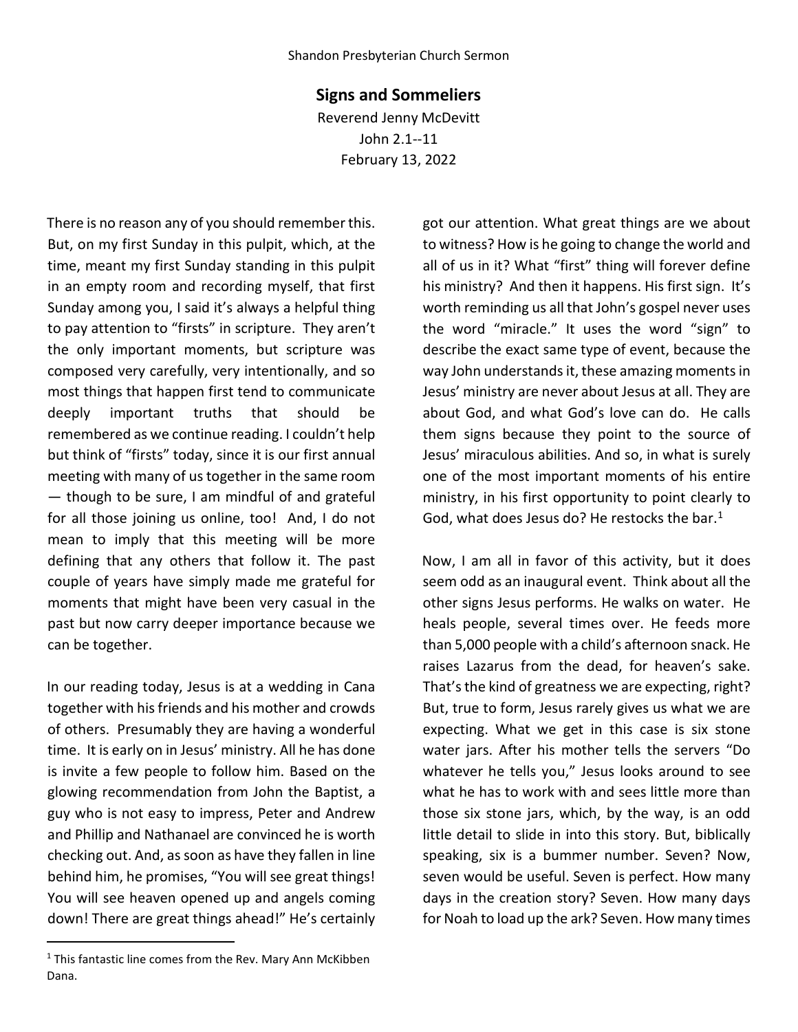Shandon Presbyterian Church Sermon

# Signs and Sommeliers

Reverend Jenny McDevitt
John 2.1--11
February 13, 2022

There is no reason any of you should remember this. But, on my first Sunday in this pulpit, which, at the time, meant my first Sunday standing in this pulpit in an empty room and recording myself, that first Sunday among you, I said it's always a helpful thing to pay attention to "firsts" in scripture. They aren't the only important moments, but scripture was composed very carefully, very intentionally, and so most things that happen first tend to communicate deeply important truths that should be remembered as we continue reading. I couldn't help but think of "firsts" today, since it is our first annual meeting with many of us together in the same room — though to be sure, I am mindful of and grateful for all those joining us online, too! And, I do not mean to imply that this meeting will be more defining that any others that follow it. The past couple of years have simply made me grateful for moments that might have been very casual in the past but now carry deeper importance because we can be together.

In our reading today, Jesus is at a wedding in Cana together with his friends and his mother and crowds of others. Presumably they are having a wonderful time. It is early on in Jesus' ministry. All he has done is invite a few people to follow him. Based on the glowing recommendation from John the Baptist, a guy who is not easy to impress, Peter and Andrew and Phillip and Nathanael are convinced he is worth checking out. And, as soon as have they fallen in line behind him, he promises, "You will see great things! You will see heaven opened up and angels coming down! There are great things ahead!" He's certainly got our attention. What great things are we about to witness? How is he going to change the world and all of us in it? What "first" thing will forever define his ministry? And then it happens. His first sign. It's worth reminding us all that John's gospel never uses the word "miracle." It uses the word "sign" to describe the exact same type of event, because the way John understands it, these amazing moments in Jesus' ministry are never about Jesus at all. They are about God, and what God's love can do. He calls them signs because they point to the source of Jesus' miraculous abilities. And so, in what is surely one of the most important moments of his entire ministry, in his first opportunity to point clearly to God, what does Jesus do? He restocks the bar.[1]

Now, I am all in favor of this activity, but it does seem odd as an inaugural event. Think about all the other signs Jesus performs. He walks on water. He heals people, several times over. He feeds more than 5,000 people with a child's afternoon snack. He raises Lazarus from the dead, for heaven's sake. That's the kind of greatness we are expecting, right? But, true to form, Jesus rarely gives us what we are expecting. What we get in this case is six stone water jars. After his mother tells the servers "Do whatever he tells you," Jesus looks around to see what he has to work with and sees little more than those six stone jars, which, by the way, is an odd little detail to slide in into this story. But, biblically speaking, six is a bummer number. Seven? Now, seven would be useful. Seven is perfect. How many days in the creation story? Seven. How many days for Noah to load up the ark? Seven. How many times

[1] This fantastic line comes from the Rev. Mary Ann McKibben Dana.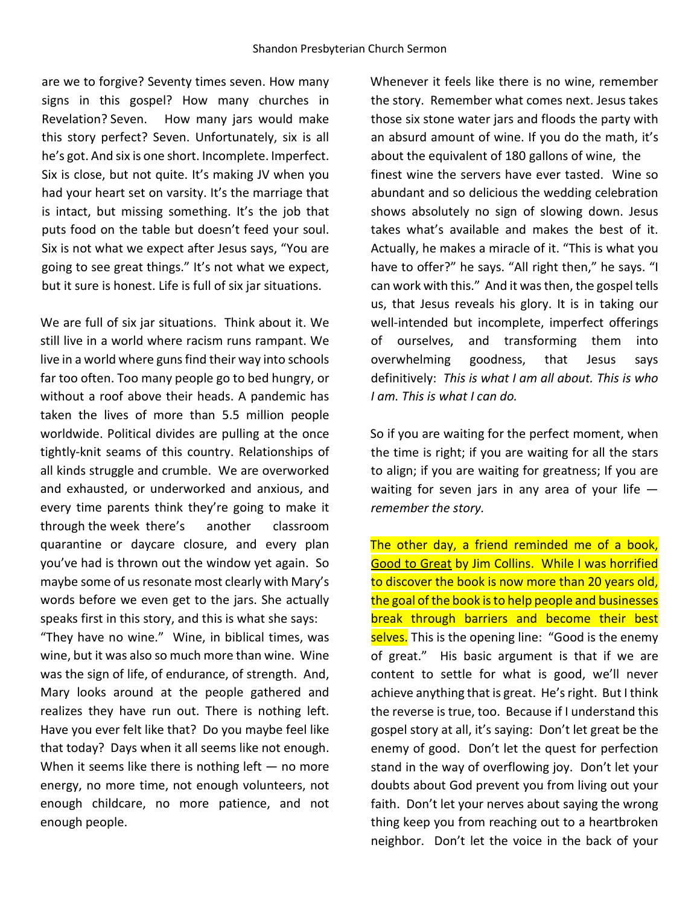are we to forgive? Seventy times seven. How many signs in this gospel? How many churches in Revelation? Seven. How many jars would make this story perfect? Seven. Unfortunately, six is all he's got. And six is one short. Incomplete. Imperfect. Six is close, but not quite. It's making JV when you had your heart set on varsity. It's the marriage that is intact, but missing something. It's the job that puts food on the table but doesn't feed your soul. Six is not what we expect after Jesus says, "You are going to see great things." It's not what we expect, but it sure is honest. Life is full of six jar situations.

We are full of six jar situations. Think about it. We still live in a world where racism runs rampant. We live in a world where guns find their way into schools far too often. Too many people go to bed hungry, or without a roof above their heads. A pandemic has taken the lives of more than 5.5 million people worldwide. Political divides are pulling at the once tightly-knit seams of this country. Relationships of all kinds struggle and crumble. We are overworked and exhausted, or underworked and anxious, and every time parents think they're going to make it through the week there's another classroom quarantine or daycare closure, and every plan you've had is thrown out the window yet again. So maybe some of us resonate most clearly with Mary's words before we even get to the jars. She actually speaks first in this story, and this is what she says: "They have no wine." Wine, in biblical times, was wine, but it was also so much more than wine. Wine was the sign of life, of endurance, of strength. And, Mary looks around at the people gathered and realizes they have run out. There is nothing left. Have you ever felt like that? Do you maybe feel like that today? Days when it all seems like not enough. When it seems like there is nothing left — no more energy, no more time, not enough volunteers, not enough childcare, no more patience, and not enough people.

Whenever it feels like there is no wine, remember the story. Remember what comes next. Jesus takes those six stone water jars and floods the party with an absurd amount of wine. If you do the math, it's about the equivalent of 180 gallons of wine, the finest wine the servers have ever tasted. Wine so abundant and so delicious the wedding celebration shows absolutely no sign of slowing down. Jesus takes what's available and makes the best of it. Actually, he makes a miracle of it. "This is what you have to offer?" he says. "All right then," he says. "I can work with this." And it was then, the gospel tells us, that Jesus reveals his glory. It is in taking our well-intended but incomplete, imperfect offerings of ourselves, and transforming them into overwhelming goodness, that Jesus says definitively: *This is what I am all about. This is who I am. This is what I can do.*

So if you are waiting for the perfect moment, when the time is right; if you are waiting for all the stars to align; if you are waiting for greatness; If you are waiting for seven jars in any area of your life — *remember the story.*

The other day, a friend reminded me of a book, Good to Great by Jim Collins. While I was horrified to discover the book is now more than 20 years old, the goal of the book is to help people and businesses break through barriers and become their best selves. This is the opening line: "Good is the enemy of great." His basic argument is that if we are content to settle for what is good, we'll never achieve anything that is great. He's right. But I think the reverse is true, too. Because if I understand this gospel story at all, it's saying: Don't let great be the enemy of good. Don't let the quest for perfection stand in the way of overflowing joy. Don't let your doubts about God prevent you from living out your faith. Don't let your nerves about saying the wrong thing keep you from reaching out to a heartbroken neighbor. Don't let the voice in the back of your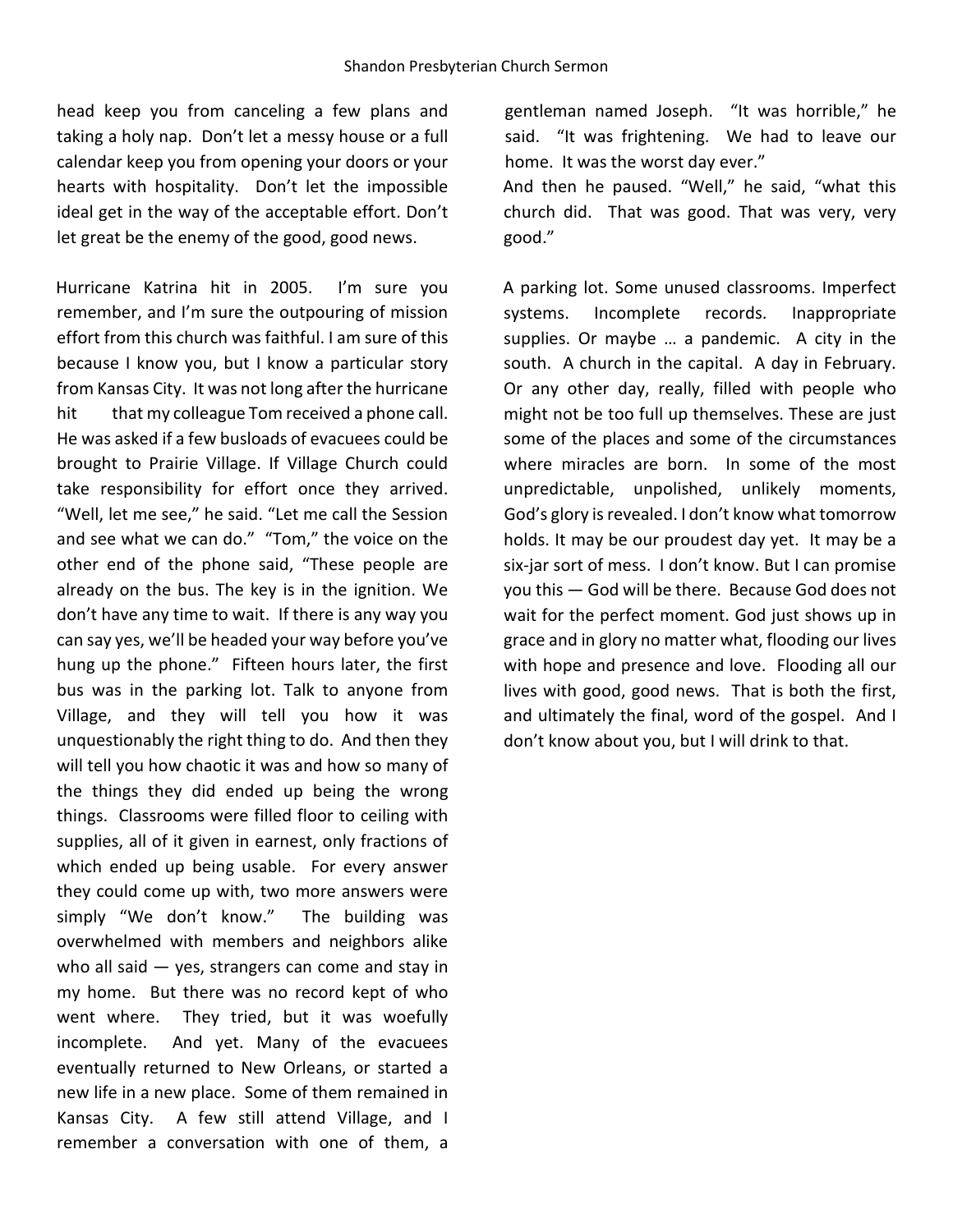head keep you from canceling a few plans and taking a holy nap. Don't let a messy house or a full calendar keep you from opening your doors or your hearts with hospitality. Don't let the impossible ideal get in the way of the acceptable effort. Don't let great be the enemy of the good, good news.

Hurricane Katrina hit in 2005. I'm sure you remember, and I'm sure the outpouring of mission effort from this church was faithful. I am sure of this because I know you, but I know a particular story from Kansas City. It was not long after the hurricane hit that my colleague Tom received a phone call. He was asked if a few busloads of evacuees could be brought to Prairie Village. If Village Church could take responsibility for effort once they arrived. "Well, let me see," he said. "Let me call the Session and see what we can do." "Tom," the voice on the other end of the phone said, "These people are already on the bus. The key is in the ignition. We don't have any time to wait. If there is any way you can say yes, we'll be headed your way before you've hung up the phone." Fifteen hours later, the first bus was in the parking lot. Talk to anyone from Village, and they will tell you how it was unquestionably the right thing to do. And then they will tell you how chaotic it was and how so many of the things they did ended up being the wrong things. Classrooms were filled floor to ceiling with supplies, all of it given in earnest, only fractions of which ended up being usable. For every answer they could come up with, two more answers were simply "We don't know." The building was overwhelmed with members and neighbors alike who all said — yes, strangers can come and stay in my home. But there was no record kept of who went where. They tried, but it was woefully incomplete. And yet. Many of the evacuees eventually returned to New Orleans, or started a new life in a new place. Some of them remained in Kansas City. A few still attend Village, and I remember a conversation with one of them, a gentleman named Joseph. "It was horrible," he said. "It was frightening. We had to leave our home. It was the worst day ever."

And then he paused. "Well," he said, "what this church did. That was good. That was very, very good."

A parking lot. Some unused classrooms. Imperfect systems. Incomplete records. Inappropriate supplies. Or maybe … a pandemic. A city in the south. A church in the capital. A day in February. Or any other day, really, filled with people who might not be too full up themselves. These are just some of the places and some of the circumstances where miracles are born. In some of the most unpredictable, unpolished, unlikely moments, God's glory is revealed. I don't know what tomorrow holds. It may be our proudest day yet. It may be a six-jar sort of mess. I don't know. But I can promise you this — God will be there. Because God does not wait for the perfect moment. God just shows up in grace and in glory no matter what, flooding our lives with hope and presence and love. Flooding all our lives with good, good news. That is both the first, and ultimately the final, word of the gospel. And I don't know about you, but I will drink to that.